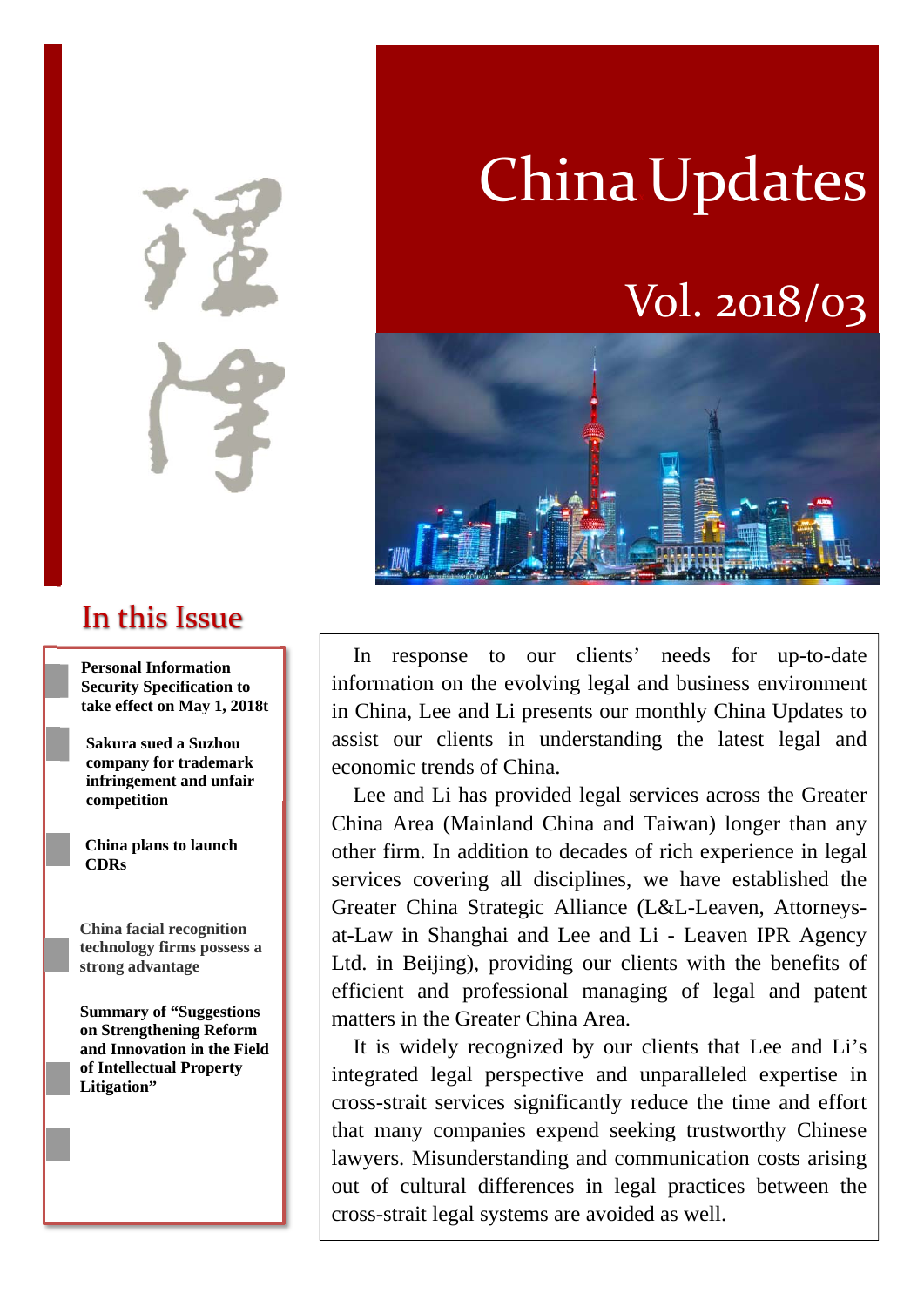# China Updates

## Vol. 2018/03

## In this Issue

- **Personal Information Security Specification to take effect on May 1, 2018t**
- **Sakura sued a Suzhou company for trademark infringement and unfair competition**
- **China plans to launch CDRs**
- **China facial recognition technology firms possess a strong advantage**
- **Summary of "Suggestions on Strengthening Reform and Innovation in the Field of Intellectual Property Litigation"**

In response to our clients' needs for up-to-date information on the evolving legal and business environment in China, Lee and Li presents our monthly China Updates to assist our clients in understanding the latest legal and economic trends of China.

Lee and Li has provided legal services across the Greater China Area (Mainland China and Taiwan) longer than any other firm. In addition to decades of rich experience in legal services covering all disciplines, we have established the Greater China Strategic Alliance (L&L-Leaven, Attorneys-at-Law in Shanghai and Lee and Li - Leaven IPR Agency Ltd. in Beijing), providing our clients with the benefits of efficient and professional managing of legal and patent matters in the Greater China Area.

It is widely recognized by our clients that Lee and Li's integrated legal perspective and unparalleled expertise in cross-strait services significantly reduce the time and effort that many companies expend seeking trustworthy Chinese lawyers. Misunderstanding and communication costs arising out of cultural differences in legal practices between the cross-strait legal systems are avoided as well.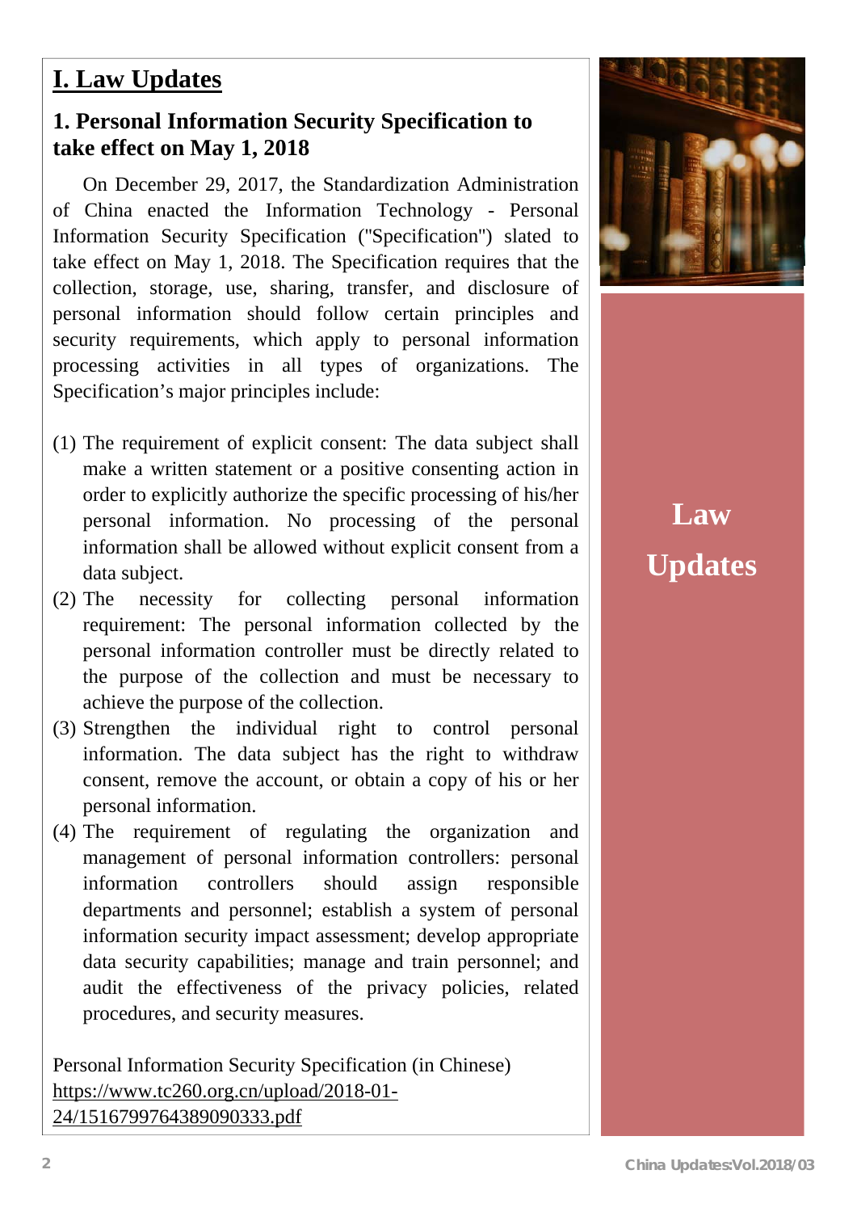# I. Law Updates

## 1. Personal Information Security Specification to take effect on May 1, 2018

On December 29, 2017, the Standardization Administration of China enacted the Information Technology - Personal Information Security Specification ("Specification") slated to take effect on May 1, 2018. The Specification requires that the collection, storage, use, sharing, transfer, and disclosure of personal information should follow certain principles and security requirements, which apply to personal information processing activities in all types of organizations. The Specification's major principles include:

(1) The requirement of explicit consent: The data subject shall make a written statement or a positive consenting action in order to explicitly authorize the specific processing of his/her personal information. No processing of the personal information shall be allowed without explicit consent from a data subject.

(2) The necessity for collecting personal information requirement: The personal information collected by the personal information controller must be directly related to the purpose of the collection and must be necessary to achieve the purpose of the collection.

(3) Strengthen the individual right to control personal information. The data subject has the right to withdraw consent, remove the account, or obtain a copy of his or her personal information.

(4) The requirement of regulating the organization and management of personal information controllers: personal information controllers should assign responsible departments and personnel; establish a system of personal information security impact assessment; develop appropriate data security capabilities; manage and train personnel; and audit the effectiveness of the privacy policies, related procedures, and security measures.

Personal Information Security Specification (in Chinese)
https://www.tc260.org.cn/upload/2018-01-24/1516799764389090333.pdf

**Law Updates**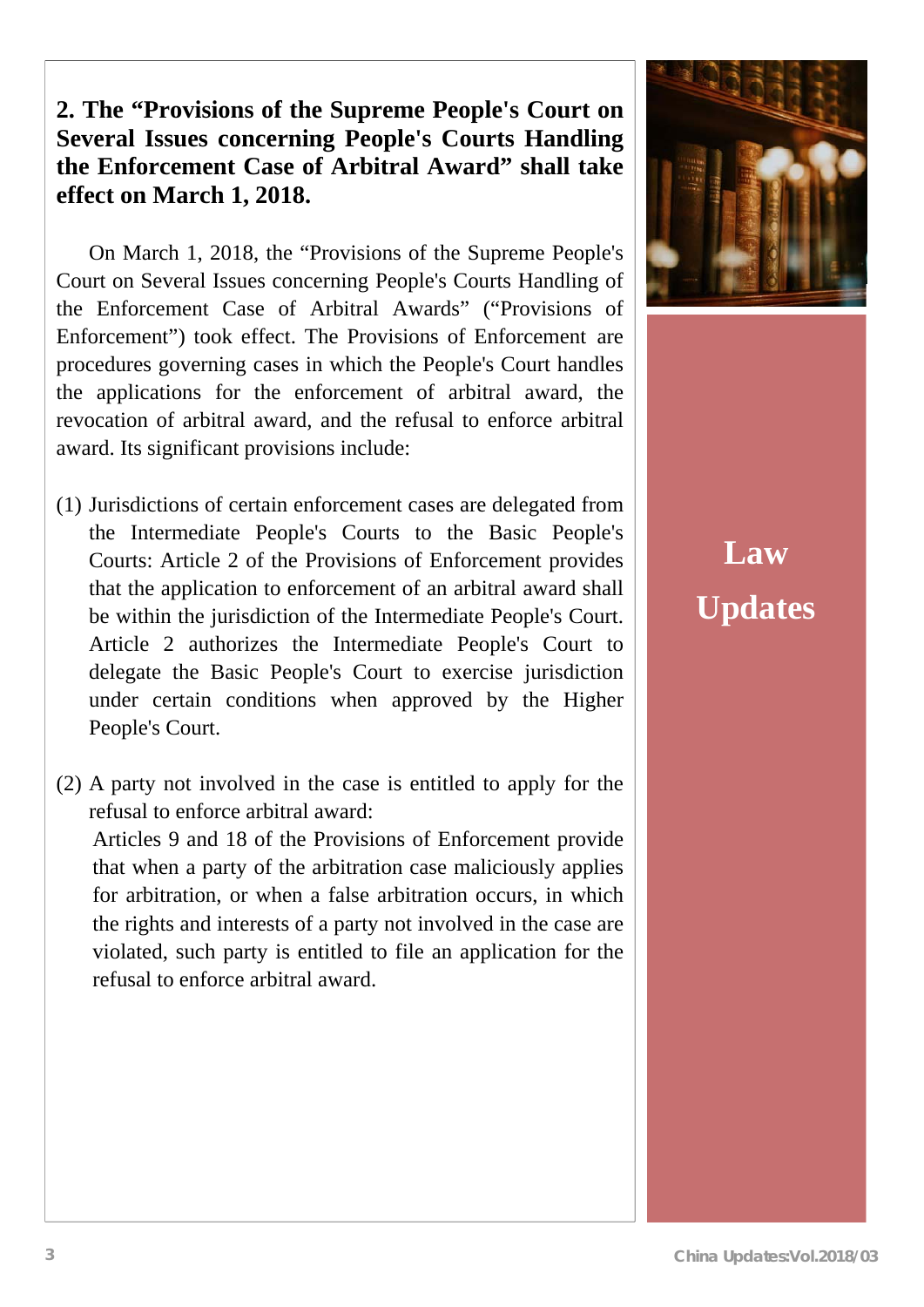## 2. The "Provisions of the Supreme People's Court on Several Issues concerning People's Courts Handling the Enforcement Case of Arbitral Award" shall take effect on March 1, 2018.

On March 1, 2018, the "Provisions of the Supreme People's Court on Several Issues concerning People's Courts Handling of the Enforcement Case of Arbitral Awards" ("Provisions of Enforcement") took effect. The Provisions of Enforcement are procedures governing cases in which the People's Court handles the applications for the enforcement of arbitral award, the revocation of arbitral award, and the refusal to enforce arbitral award. Its significant provisions include:

(1) Jurisdictions of certain enforcement cases are delegated from the Intermediate People's Courts to the Basic People's Courts: Article 2 of the Provisions of Enforcement provides that the application to enforcement of an arbitral award shall be within the jurisdiction of the Intermediate People's Court. Article 2 authorizes the Intermediate People's Court to delegate the Basic People's Court to exercise jurisdiction under certain conditions when approved by the Higher People's Court.

(2) A party not involved in the case is entitled to apply for the refusal to enforce arbitral award:
Articles 9 and 18 of the Provisions of Enforcement provide that when a party of the arbitration case maliciously applies for arbitration, or when a false arbitration occurs, in which the rights and interests of a party not involved in the case are violated, such party is entitled to file an application for the refusal to enforce arbitral award.

Law Updates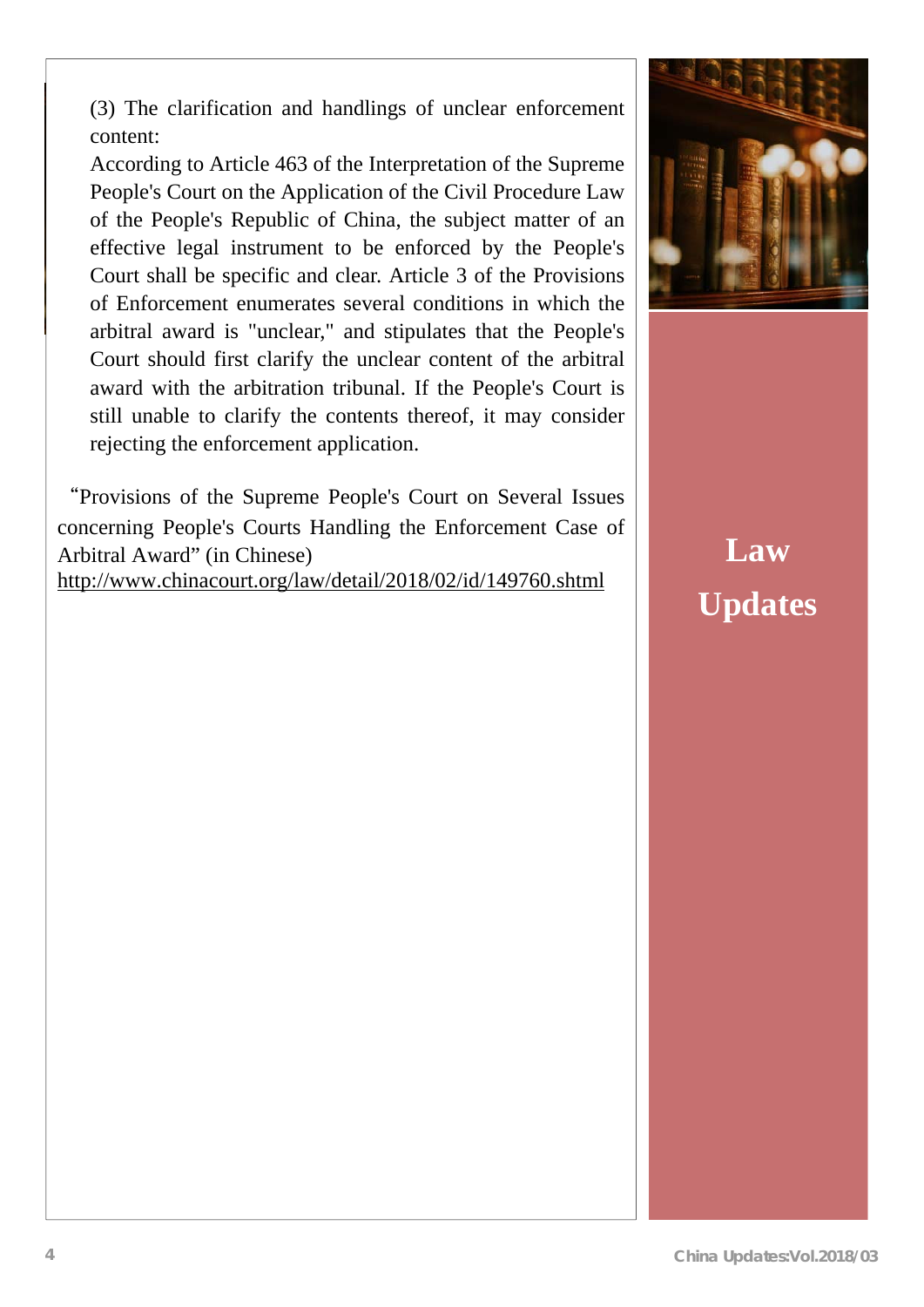(3) The clarification and handlings of unclear enforcement content:

According to Article 463 of the Interpretation of the Supreme People's Court on the Application of the Civil Procedure Law of the People's Republic of China, the subject matter of an effective legal instrument to be enforced by the People's Court shall be specific and clear. Article 3 of the Provisions of Enforcement enumerates several conditions in which the arbitral award is "unclear," and stipulates that the People's Court should first clarify the unclear content of the arbitral award with the arbitration tribunal. If the People's Court is still unable to clarify the contents thereof, it may consider rejecting the enforcement application.

"Provisions of the Supreme People's Court on Several Issues concerning People's Courts Handling the Enforcement Case of Arbitral Award" (in Chinese)
http://www.chinacourt.org/law/detail/2018/02/id/149760.shtml

**Law Updates**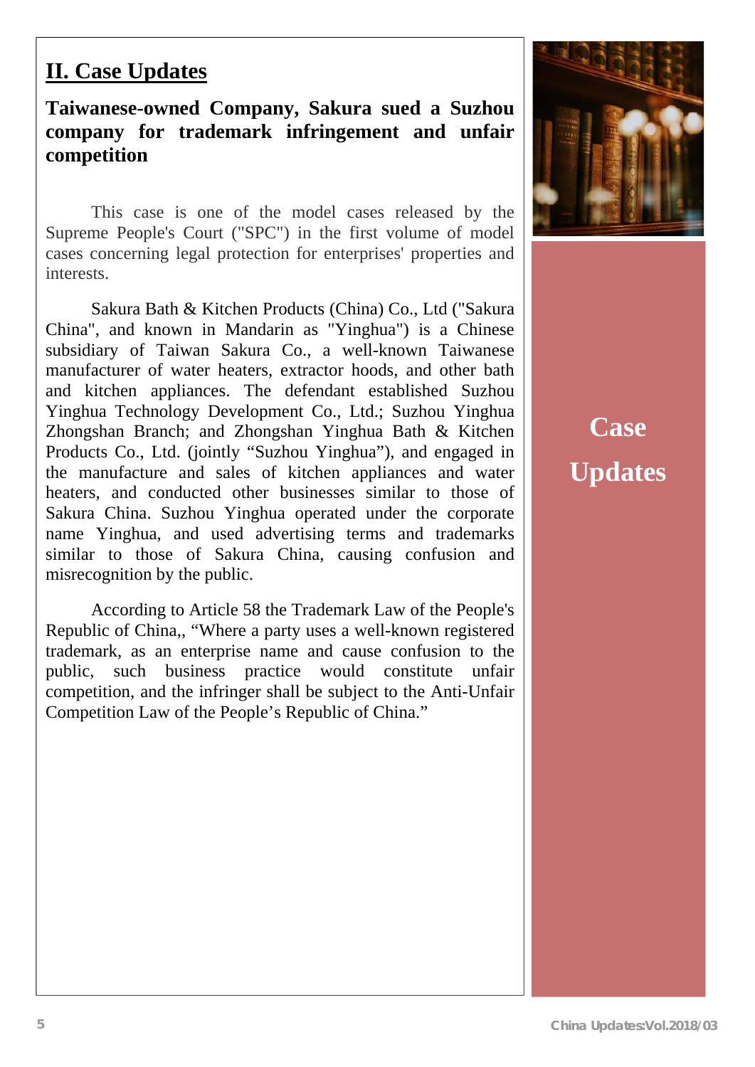## II. Case Updates

### Taiwanese-owned Company, Sakura sued a Suzhou company for trademark infringement and unfair competition

This case is one of the model cases released by the Supreme People's Court ("SPC") in the first volume of model cases concerning legal protection for enterprises' properties and interests.

Sakura Bath & Kitchen Products (China) Co., Ltd ("Sakura China", and known in Mandarin as "Yinghua") is a Chinese subsidiary of Taiwan Sakura Co., a well-known Taiwanese manufacturer of water heaters, extractor hoods, and other bath and kitchen appliances. The defendant established Suzhou Yinghua Technology Development Co., Ltd.; Suzhou Yinghua Zhongshan Branch; and Zhongshan Yinghua Bath & Kitchen Products Co., Ltd. (jointly "Suzhou Yinghua"), and engaged in the manufacture and sales of kitchen appliances and water heaters, and conducted other businesses similar to those of Sakura China. Suzhou Yinghua operated under the corporate name Yinghua, and used advertising terms and trademarks similar to those of Sakura China, causing confusion and misrecognition by the public.

According to Article 58 the Trademark Law of the People's Republic of China,, "Where a party uses a well-known registered trademark, as an enterprise name and cause confusion to the public, such business practice would constitute unfair competition, and the infringer shall be subject to the Anti-Unfair Competition Law of the People's Republic of China."

Case Updates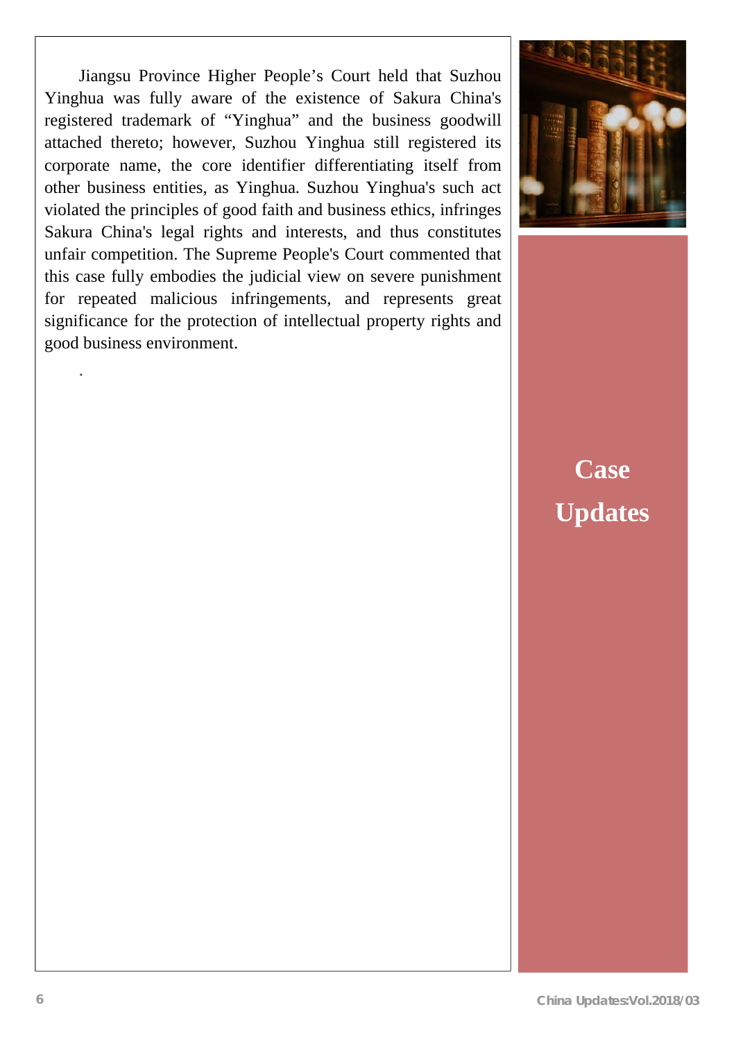Jiangsu Province Higher People's Court held that Suzhou Yinghua was fully aware of the existence of Sakura China's registered trademark of "Yinghua" and the business goodwill attached thereto; however, Suzhou Yinghua still registered its corporate name, the core identifier differentiating itself from other business entities, as Yinghua. Suzhou Yinghua's such act violated the principles of good faith and business ethics, infringes Sakura China's legal rights and interests, and thus constitutes unfair competition. The Supreme People's Court commented that this case fully embodies the judicial view on severe punishment for repeated malicious infringements, and represents great significance for the protection of intellectual property rights and good business environment.

.

**Case Updates**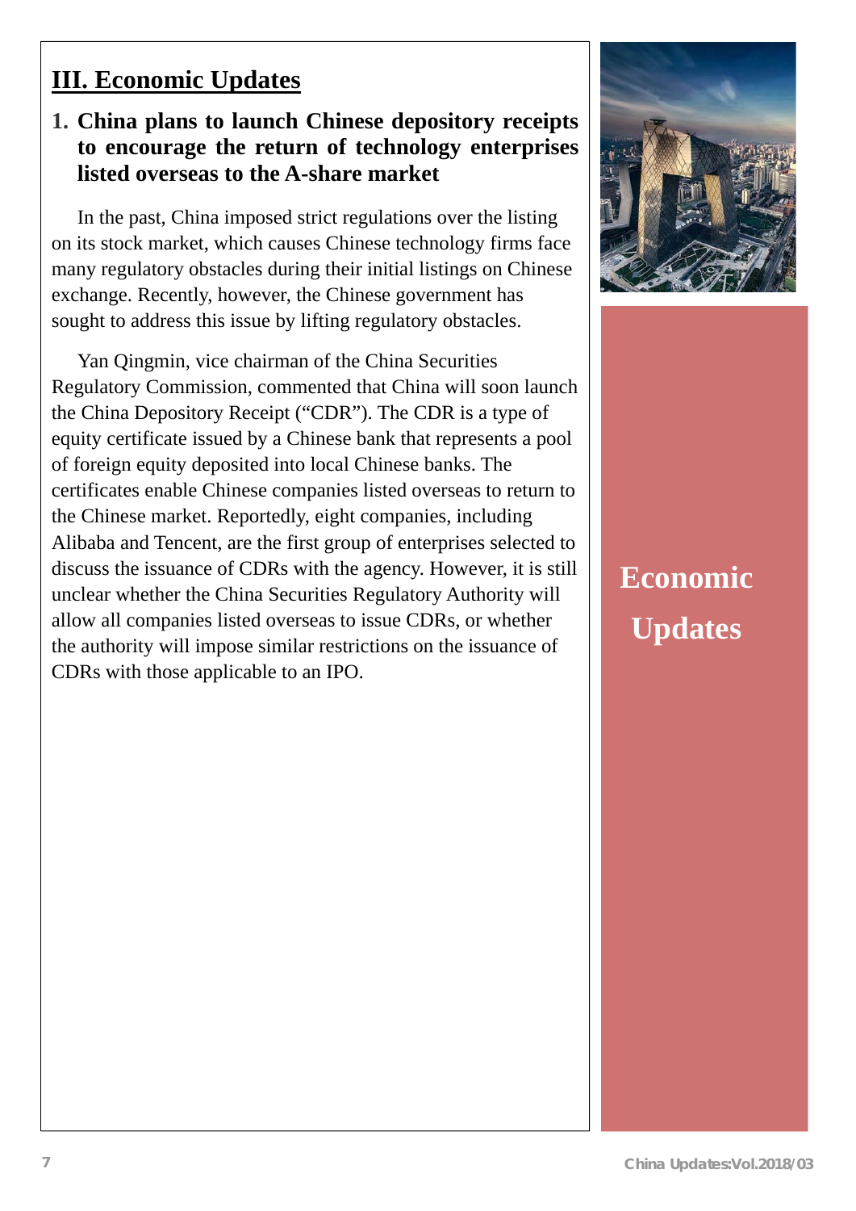# III. Economic Updates

## 1. China plans to launch Chinese depository receipts to encourage the return of technology enterprises listed overseas to the A-share market

In the past, China imposed strict regulations over the listing on its stock market, which causes Chinese technology firms face many regulatory obstacles during their initial listings on Chinese exchange. Recently, however, the Chinese government has sought to address this issue by lifting regulatory obstacles.

Yan Qingmin, vice chairman of the China Securities Regulatory Commission, commented that China will soon launch the China Depository Receipt ("CDR"). The CDR is a type of equity certificate issued by a Chinese bank that represents a pool of foreign equity deposited into local Chinese banks. The certificates enable Chinese companies listed overseas to return to the Chinese market. Reportedly, eight companies, including Alibaba and Tencent, are the first group of enterprises selected to discuss the issuance of CDRs with the agency. However, it is still unclear whether the China Securities Regulatory Authority will allow all companies listed overseas to issue CDRs, or whether the authority will impose similar restrictions on the issuance of CDRs with those applicable to an IPO.

**Economic Updates**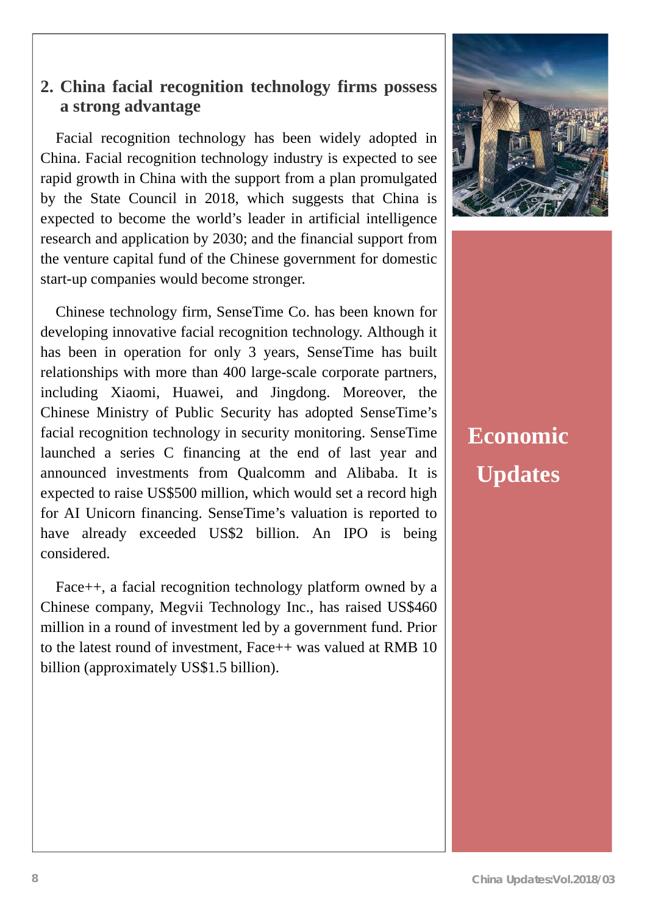## 2. China facial recognition technology firms possess a strong advantage

Facial recognition technology has been widely adopted in China. Facial recognition technology industry is expected to see rapid growth in China with the support from a plan promulgated by the State Council in 2018, which suggests that China is expected to become the world's leader in artificial intelligence research and application by 2030; and the financial support from the venture capital fund of the Chinese government for domestic start-up companies would become stronger.

Chinese technology firm, SenseTime Co. has been known for developing innovative facial recognition technology. Although it has been in operation for only 3 years, SenseTime has built relationships with more than 400 large-scale corporate partners, including Xiaomi, Huawei, and Jingdong. Moreover, the Chinese Ministry of Public Security has adopted SenseTime's facial recognition technology in security monitoring. SenseTime launched a series C financing at the end of last year and announced investments from Qualcomm and Alibaba. It is expected to raise US$500 million, which would set a record high for AI Unicorn financing. SenseTime's valuation is reported to have already exceeded US$2 billion. An IPO is being considered.

Face++, a facial recognition technology platform owned by a Chinese company, Megvii Technology Inc., has raised US$460 million in a round of investment led by a government fund. Prior to the latest round of investment, Face++ was valued at RMB 10 billion (approximately US$1.5 billion).

**Economic Updates**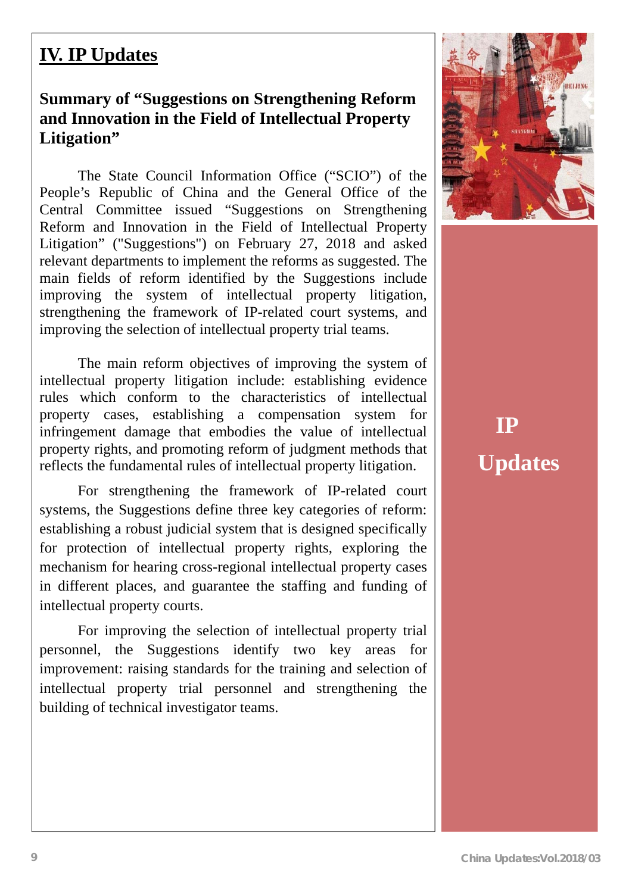# IV. IP Updates

## Summary of "Suggestions on Strengthening Reform and Innovation in the Field of Intellectual Property Litigation"

The State Council Information Office ("SCIO") of the People's Republic of China and the General Office of the Central Committee issued "Suggestions on Strengthening Reform and Innovation in the Field of Intellectual Property Litigation" ("Suggestions") on February 27, 2018 and asked relevant departments to implement the reforms as suggested. The main fields of reform identified by the Suggestions include improving the system of intellectual property litigation, strengthening the framework of IP-related court systems, and improving the selection of intellectual property trial teams.

The main reform objectives of improving the system of intellectual property litigation include: establishing evidence rules which conform to the characteristics of intellectual property cases, establishing a compensation system for infringement damage that embodies the value of intellectual property rights, and promoting reform of judgment methods that reflects the fundamental rules of intellectual property litigation.

For strengthening the framework of IP-related court systems, the Suggestions define three key categories of reform: establishing a robust judicial system that is designed specifically for protection of intellectual property rights, exploring the mechanism for hearing cross-regional intellectual property cases in different places, and guarantee the staffing and funding of intellectual property courts.

For improving the selection of intellectual property trial personnel, the Suggestions identify two key areas for improvement: raising standards for the training and selection of intellectual property trial personnel and strengthening the building of technical investigator teams.

IP Updates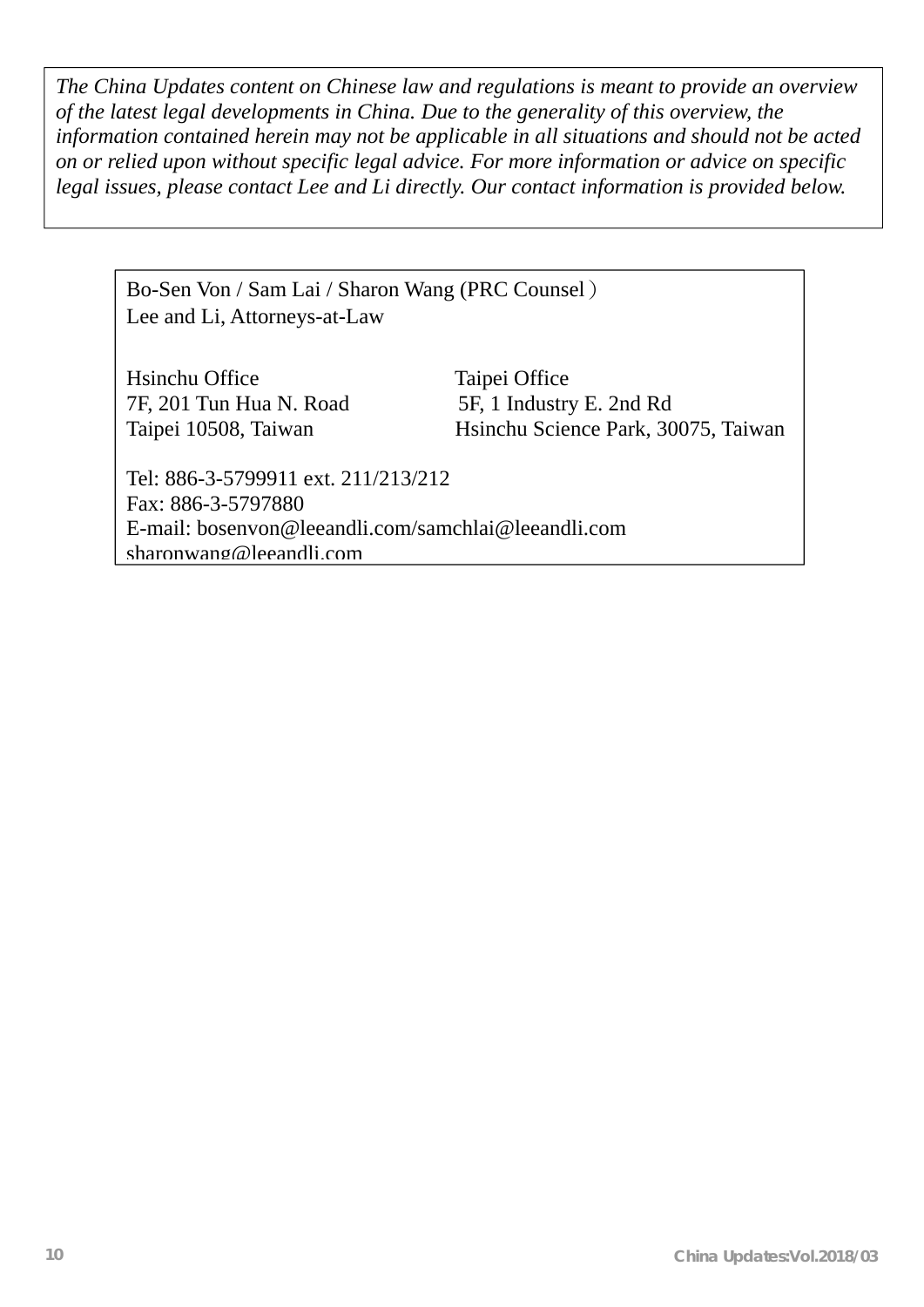*The China Updates content on Chinese law and regulations is meant to provide an overview of the latest legal developments in China. Due to the generality of this overview, the information contained herein may not be applicable in all situations and should not be acted on or relied upon without specific legal advice. For more information or advice on specific legal issues, please contact Lee and Li directly. Our contact information is provided below.*

Bo-Sen Von / Sam Lai / Sharon Wang (PRC Counsel）
Lee and Li, Attorneys-at-Law

| Hsinchu Office | Taipei Office |
|---|---|
| 7F, 201 Tun Hua N. Road | 5F, 1 Industry E. 2nd Rd |
| Taipei 10508, Taiwan | Hsinchu Science Park, 30075, Taiwan |

Tel: 886-3-5799911 ext. 211/213/212
Fax: 886-3-5797880
E-mail: bosenvon@leeandli.com/samchlai@leeandli.com
sharonwang@leeandli.com